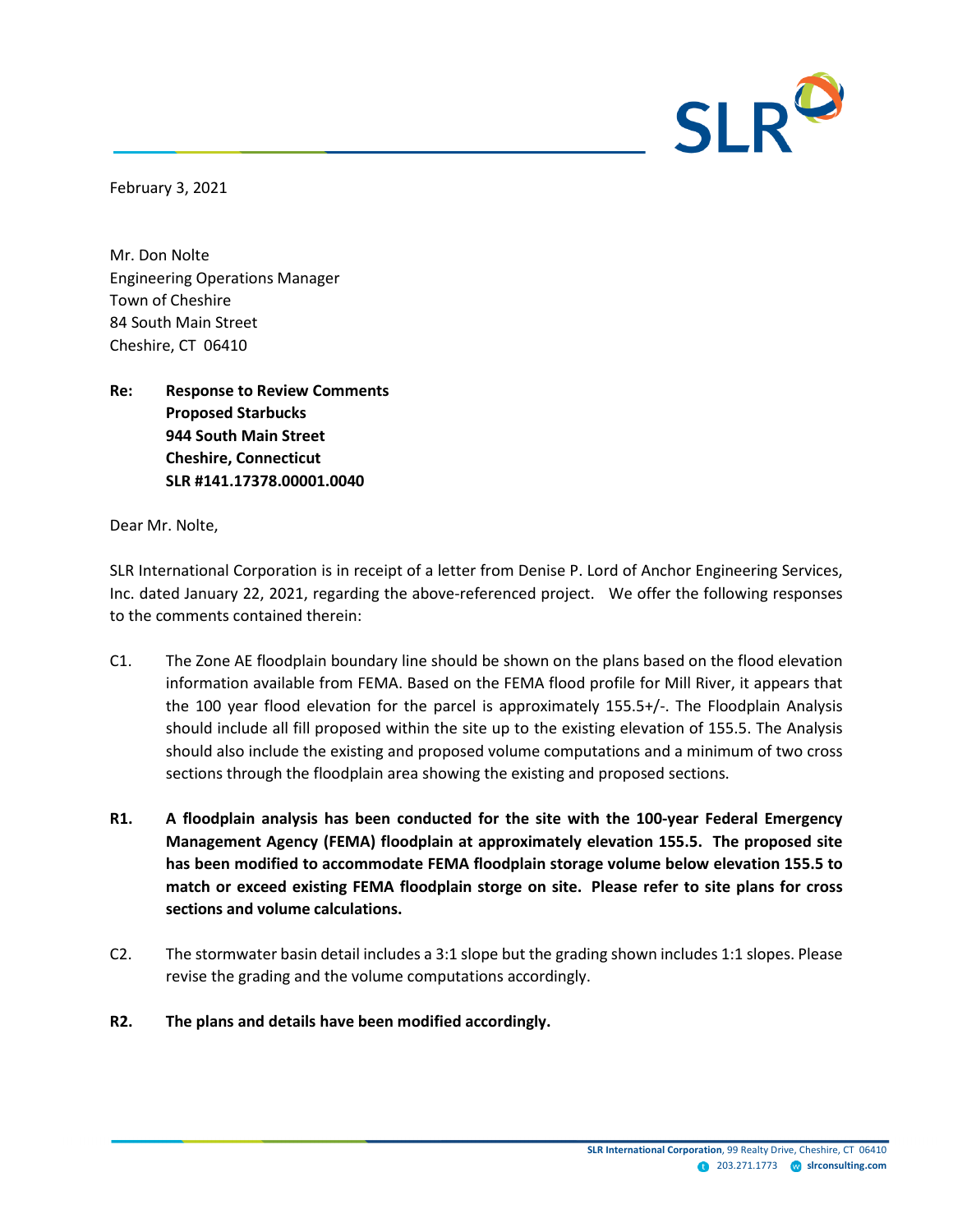February 3, 2021

Mr. Don Nolte
Engineering Operations Manager
Town of Cheshire
84 South Main Street
Cheshire, CT 06410

**Re: Response to Review Comments**
**Proposed Starbucks**
**944 South Main Street**
**Cheshire, Connecticut**
**SLR #141.17378.00001.0040**

Dear Mr. Nolte,

SLR International Corporation is in receipt of a letter from Denise P. Lord of Anchor Engineering Services, Inc. dated January 22, 2021, regarding the above-referenced project. We offer the following responses to the comments contained therein:

C1. The Zone AE floodplain boundary line should be shown on the plans based on the flood elevation information available from FEMA. Based on the FEMA flood profile for Mill River, it appears that the 100 year flood elevation for the parcel is approximately 155.5+/-. The Floodplain Analysis should include all fill proposed within the site up to the existing elevation of 155.5. The Analysis should also include the existing and proposed volume computations and a minimum of two cross sections through the floodplain area showing the existing and proposed sections.

**R1. A floodplain analysis has been conducted for the site with the 100-year Federal Emergency Management Agency (FEMA) floodplain at approximately elevation 155.5. The proposed site has been modified to accommodate FEMA floodplain storage volume below elevation 155.5 to match or exceed existing FEMA floodplain storge on site. Please refer to site plans for cross sections and volume calculations.**

C2. The stormwater basin detail includes a 3:1 slope but the grading shown includes 1:1 slopes. Please revise the grading and the volume computations accordingly.

**R2. The plans and details have been modified accordingly.**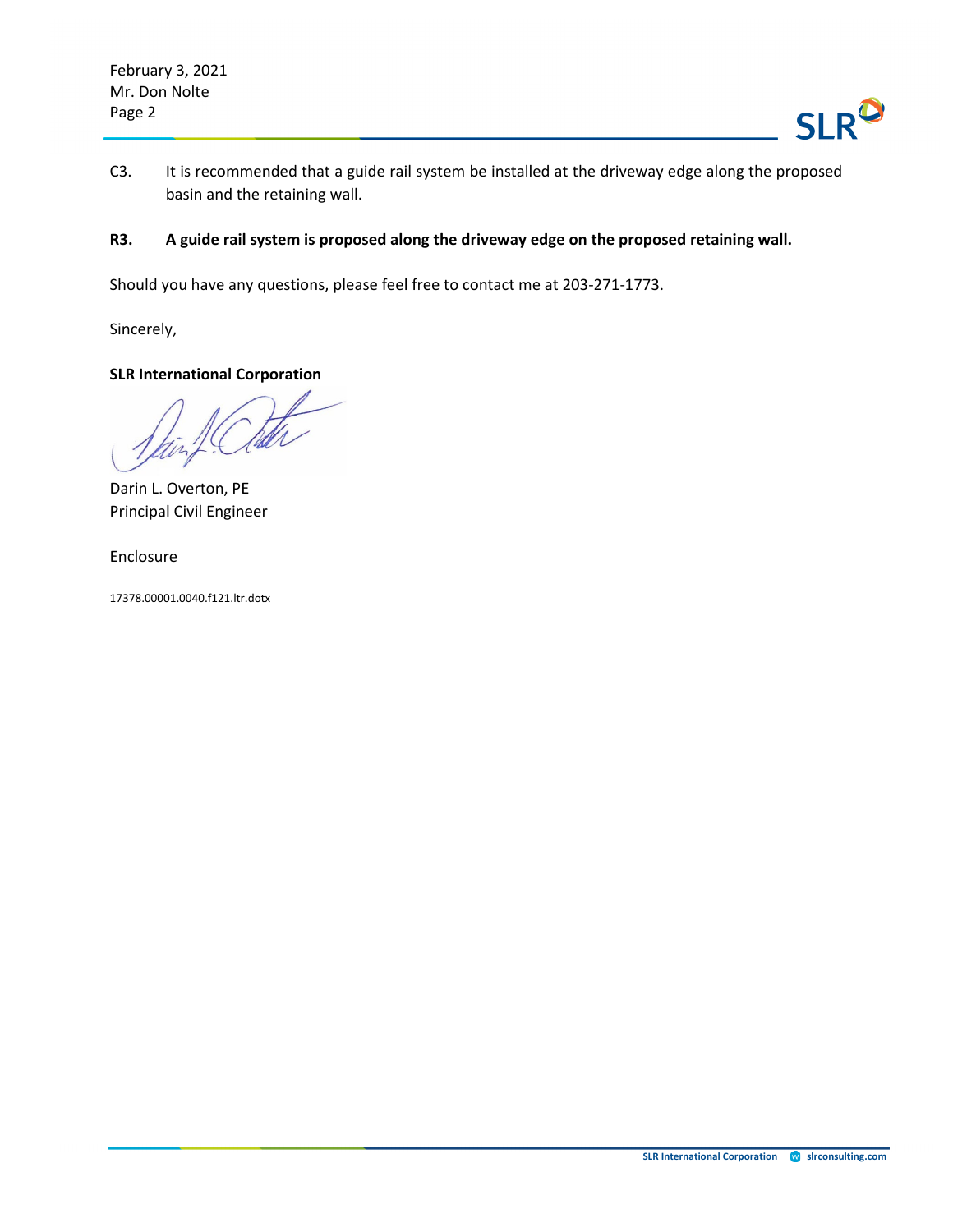C3. It is recommended that a guide rail system be installed at the driveway edge along the proposed basin and the retaining wall.

**R3. A guide rail system is proposed along the driveway edge on the proposed retaining wall.**

Should you have any questions, please feel free to contact me at 203-271-1773.

Sincerely,

**SLR International Corporation**

Darin L. Overton, PE
Principal Civil Engineer

Enclosure

17378.00001.0040.f121.ltr.dotx